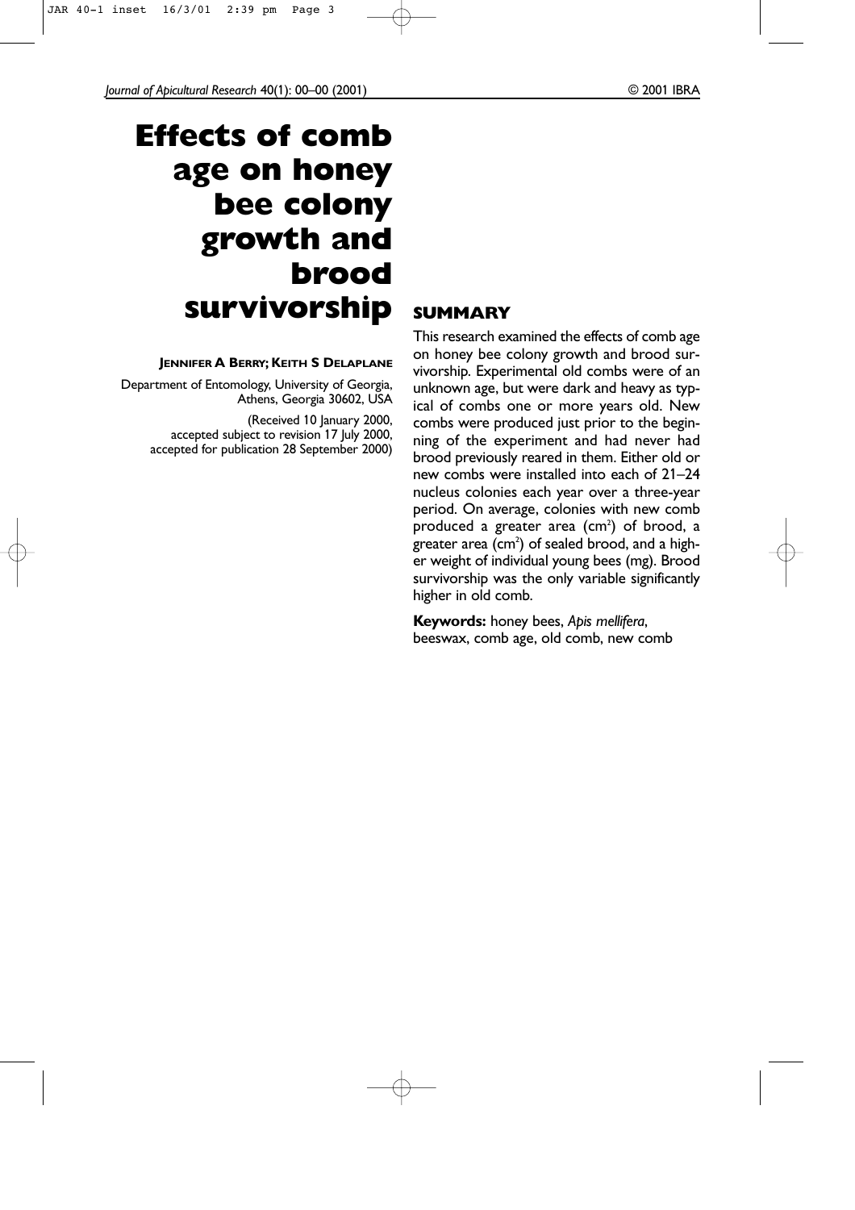# Effects of comb age on honey bee colony growth and brood survivorship

**JENNIFER A BERRY; KEITH S DELAPLANE**

Department of Entomology, University of Georgia, Athens, Georgia 30602, USA

(Received 10 January 2000, accepted subject to revision 17 July 2000, accepted for publication 28 September 2000)

## SUMMARY

This research examined the effects of comb age on honey bee colony growth and brood survivorship. Experimental old combs were of an unknown age, but were dark and heavy as typical of combs one or more years old. New combs were produced just prior to the beginning of the experiment and had never had brood previously reared in them. Either old or new combs were installed into each of 21–24 nucleus colonies each year over a three-year period. On average, colonies with new comb produced a greater area ($cm^2$) of brood, a greater area ($cm^2$) of sealed brood, and a higher weight of individual young bees (mg). Brood survivorship was the only variable significantly higher in old comb.

**Keywords:** honey bees, *Apis mellifera*, beeswax, comb age, old comb, new comb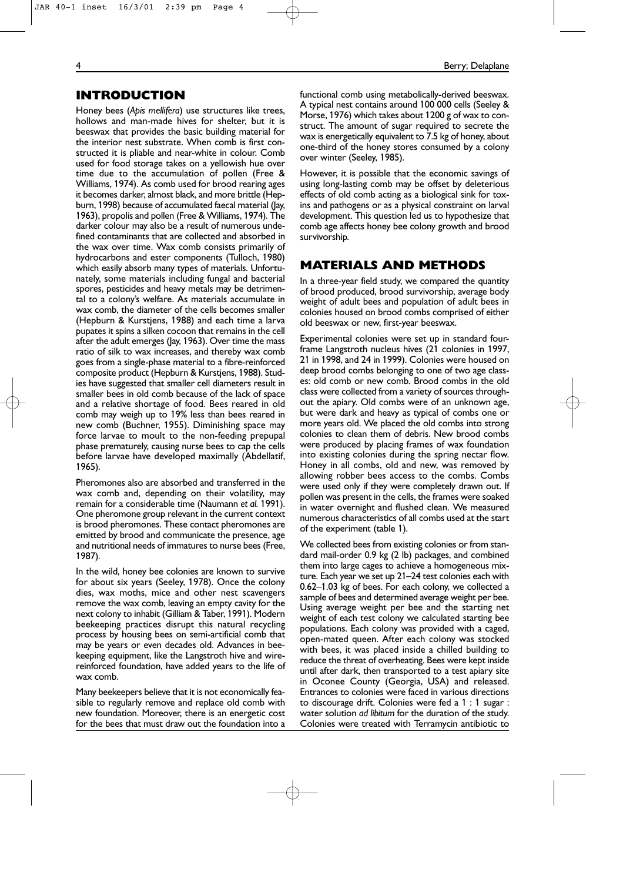## INTRODUCTION

Honey bees (*Apis mellifera*) use structures like trees, hollows and man-made hives for shelter, but it is beeswax that provides the basic building material for the interior nest substrate. When comb is first constructed it is pliable and near-white in colour. Comb used for food storage takes on a yellowish hue over time due to the accumulation of pollen (Free & Williams, 1974). As comb used for brood rearing ages it becomes darker, almost black, and more brittle (Hepburn, 1998) because of accumulated faecal material (Jay, 1963), propolis and pollen (Free & Williams, 1974). The darker colour may also be a result of numerous undefined contaminants that are collected and absorbed in the wax over time. Wax comb consists primarily of hydrocarbons and ester components (Tulloch, 1980) which easily absorb many types of materials. Unfortunately, some materials including fungal and bacterial spores, pesticides and heavy metals may be detrimental to a colony's welfare. As materials accumulate in wax comb, the diameter of the cells becomes smaller (Hepburn & Kurstjens, 1988) and each time a larva pupates it spins a silken cocoon that remains in the cell after the adult emerges (Jay, 1963). Over time the mass ratio of silk to wax increases, and thereby wax comb goes from a single-phase material to a fibre-reinforced composite product (Hepburn & Kurstjens, 1988). Studies have suggested that smaller cell diameters result in smaller bees in old comb because of the lack of space and a relative shortage of food. Bees reared in old comb may weigh up to 19% less than bees reared in new comb (Buchner, 1955). Diminishing space may force larvae to moult to the non-feeding prepupal phase prematurely, causing nurse bees to cap the cells before larvae have developed maximally (Abdellatif, 1965).

Pheromones also are absorbed and transferred in the wax comb and, depending on their volatility, may remain for a considerable time (Naumann *et al.* 1991). One pheromone group relevant in the current context is brood pheromones. These contact pheromones are emitted by brood and communicate the presence, age and nutritional needs of immatures to nurse bees (Free, 1987).

In the wild, honey bee colonies are known to survive for about six years (Seeley, 1978). Once the colony dies, wax moths, mice and other nest scavengers remove the wax comb, leaving an empty cavity for the next colony to inhabit (Gilliam & Taber, 1991). Modern beekeeping practices disrupt this natural recycling process by housing bees on semi-artificial comb that may be years or even decades old. Advances in beekeeping equipment, like the Langstroth hive and wire-reinforced foundation, have added years to the life of wax comb.

Many beekeepers believe that it is not economically feasible to regularly remove and replace old comb with new foundation. Moreover, there is an energetic cost for the bees that must draw out the foundation into a functional comb using metabolically-derived beeswax. A typical nest contains around 100 000 cells (Seeley & Morse, 1976) which takes about 1200 g of wax to construct. The amount of sugar required to secrete the wax is energetically equivalent to 7.5 kg of honey, about one-third of the honey stores consumed by a colony over winter (Seeley, 1985).

However, it is possible that the economic savings of using long-lasting comb may be offset by deleterious effects of old comb acting as a biological sink for toxins and pathogens or as a physical constraint on larval development. This question led us to hypothesize that comb age affects honey bee colony growth and brood survivorship.

## MATERIALS AND METHODS

In a three-year field study, we compared the quantity of brood produced, brood survivorship, average body weight of adult bees and population of adult bees in colonies housed on brood combs comprised of either old beeswax or new, first-year beeswax.

Experimental colonies were set up in standard four-frame Langstroth nucleus hives (21 colonies in 1997, 21 in 1998, and 24 in 1999). Colonies were housed on deep brood combs belonging to one of two age classes: old comb or new comb. Brood combs in the old class were collected from a variety of sources throughout the apiary. Old combs were of an unknown age, but were dark and heavy as typical of combs one or more years old. We placed the old combs into strong colonies to clean them of debris. New brood combs were produced by placing frames of wax foundation into existing colonies during the spring nectar flow. Honey in all combs, old and new, was removed by allowing robber bees access to the combs. Combs were used only if they were completely drawn out. If pollen was present in the cells, the frames were soaked in water overnight and flushed clean. We measured numerous characteristics of all combs used at the start of the experiment (table 1).

We collected bees from existing colonies or from standard mail-order 0.9 kg (2 lb) packages, and combined them into large cages to achieve a homogeneous mixture. Each year we set up 21–24 test colonies each with 0.62–1.03 kg of bees. For each colony, we collected a sample of bees and determined average weight per bee. Using average weight per bee and the starting net weight of each test colony we calculated starting bee populations. Each colony was provided with a caged, open-mated queen. After each colony was stocked with bees, it was placed inside a chilled building to reduce the threat of overheating. Bees were kept inside until after dark, then transported to a test apiary site in Oconee County (Georgia, USA) and released. Entrances to colonies were faced in various directions to discourage drift. Colonies were fed a 1 : 1 sugar : water solution *ad libitum* for the duration of the study. Colonies were treated with Terramycin antibiotic to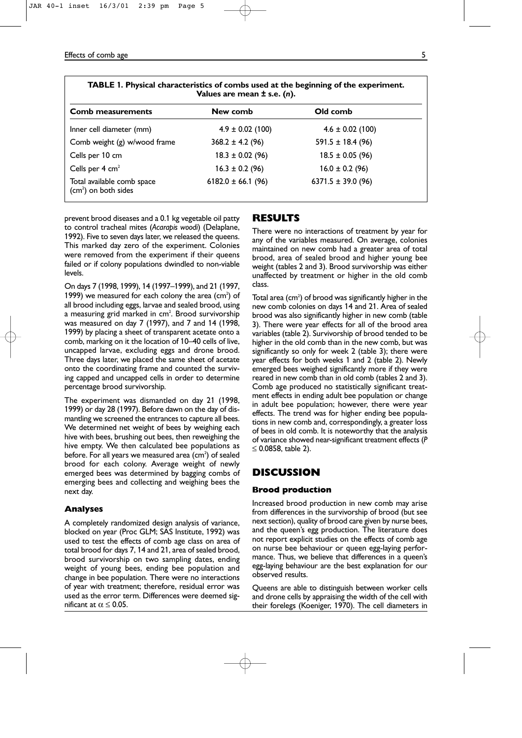**TABLE 1. Physical characteristics of combs used at the beginning of the experiment. Values are mean ± s.e. (*n*).**

| Comb measurements | New comb | Old comb |
|---|---|---|
| Inner cell diameter (mm) | 4.9 ± 0.02 (100) | 4.6 ± 0.02 (100) |
| Comb weight (g) w/wood frame | 368.2 ± 4.2 (96) | 591.5 ± 18.4 (96) |
| Cells per 10 cm | 18.3 ± 0.02 (96) | 18.5 ± 0.05 (96) |
| Cells per 4 $cm^2$ | 16.3 ± 0.2 (96) | 16.0 ± 0.2 (96) |
| Total available comb space ($cm^2$) on both sides | 6182.0 ± 66.1 (96) | 6371.5 ± 39.0 (96) |

prevent brood diseases and a 0.1 kg vegetable oil patty to control tracheal mites (*Acarapis woodi*) (Delaplane, 1992). Five to seven days later, we released the queens. This marked day zero of the experiment. Colonies were removed from the experiment if their queens failed or if colony populations dwindled to non-viable levels.

On days 7 (1998, 1999), 14 (1997–1999), and 21 (1997, 1999) we measured for each colony the area ($cm^2$) of all brood including eggs, larvae and sealed brood, using a measuring grid marked in $cm^2$. Brood survivorship was measured on day 7 (1997), and 7 and 14 (1998, 1999) by placing a sheet of transparent acetate onto a comb, marking on it the location of 10–40 cells of live, uncapped larvae, excluding eggs and drone brood. Three days later, we placed the same sheet of acetate onto the coordinating frame and counted the surviving capped and uncapped cells in order to determine percentage brood survivorship.

The experiment was dismantled on day 21 (1998, 1999) or day 28 (1997). Before dawn on the day of dismantling we screened the entrances to capture all bees. We determined net weight of bees by weighing each hive with bees, brushing out bees, then reweighing the hive empty. We then calculated bee populations as before. For all years we measured area ($cm^2$) of sealed brood for each colony. Average weight of newly emerged bees was determined by bagging combs of emerging bees and collecting and weighing bees the next day.

### Analyses

A completely randomized design analysis of variance, blocked on year (Proc GLM; SAS Institute, 1992) was used to test the effects of comb age class on area of total brood for days 7, 14 and 21, area of sealed brood, brood survivorship on two sampling dates, ending weight of young bees, ending bee population and change in bee population. There were no interactions of year with treatment; therefore, residual error was used as the error term. Differences were deemed significant at $\alpha \leq 0.05$.

## RESULTS

There were no interactions of treatment by year for any of the variables measured. On average, colonies maintained on new comb had a greater area of total brood, area of sealed brood and higher young bee weight (tables 2 and 3). Brood survivorship was either unaffected by treatment or higher in the old comb class.

Total area ($cm^2$) of brood was significantly higher in the new comb colonies on days 14 and 21. Area of sealed brood was also significantly higher in new comb (table 3). There were year effects for all of the brood area variables (table 2). Survivorship of brood tended to be higher in the old comb than in the new comb, but was significantly so only for week 2 (table 3); there were year effects for both weeks 1 and 2 (table 2). Newly emerged bees weighed significantly more if they were reared in new comb than in old comb (tables 2 and 3). Comb age produced no statistically significant treatment effects in ending adult bee population or change in adult bee population; however, there were year effects. The trend was for higher ending bee populations in new comb and, correspondingly, a greater loss of bees in old comb. It is noteworthy that the analysis of variance showed near-significant treatment effects ($P \leq 0.0858$, table 2).

## DISCUSSION

### Brood production

Increased brood production in new comb may arise from differences in the survivorship of brood (but see next section), quality of brood care given by nurse bees, and the queen's egg production. The literature does not report explicit studies on the effects of comb age on nurse bee behaviour or queen egg-laying performance. Thus, we believe that differences in a queen's egg-laying behaviour are the best explanation for our observed results.

Queens are able to distinguish between worker cells and drone cells by appraising the width of the cell with their forelegs (Koeniger, 1970). The cell diameters in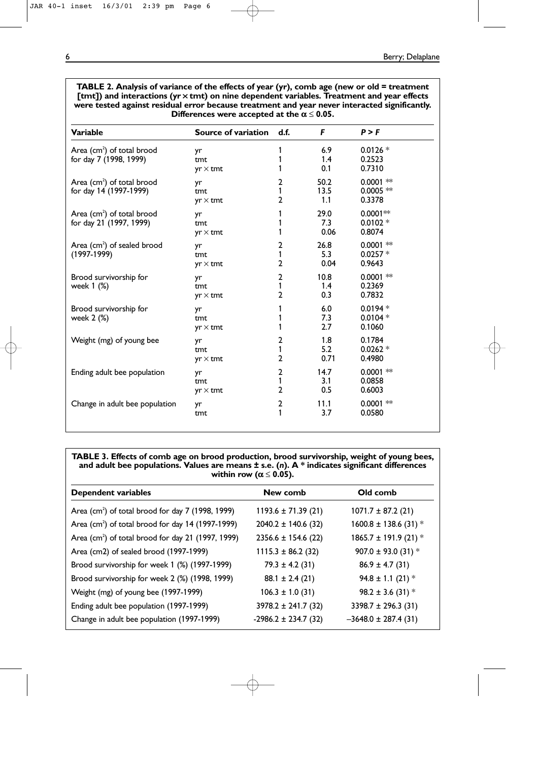**TABLE 2. Analysis of variance of the effects of year (*yr*), comb age (new or old = treatment [*tmt*]) and interactions (*yr* × *tmt*) on nine dependent variables. Treatment and year effects were tested against residual error because treatment and year never interacted significantly. Differences were accepted at the $\alpha \leq 0.05$.**

| Variable | Source of variation | d.f. | *F* | *P > F* |
|---|---|---|---|---|
| Area ($cm^2$) of total brood for day 7 (1998, 1999) | yr | 1 | 6.9 | 0.0126 * |
| | tmt | 1 | 1.4 | 0.2523 |
| | yr × tmt | 1 | 0.1 | 0.7310 |
| Area ($cm^2$) of total brood for day 14 (1997-1999) | yr | 2 | 50.2 | 0.0001 ** |
| | tmt | 1 | 13.5 | 0.0005 ** |
| | yr × tmt | 2 | 1.1 | 0.3378 |
| Area ($cm^2$) of total brood for day 21 (1997, 1999) | yr | 1 | 29.0 | 0.0001** |
| | tmt | 1 | 7.3 | 0.0102 * |
| | yr × tmt | 1 | 0.06 | 0.8074 |
| Area ($cm^2$) of sealed brood (1997-1999) | yr | 2 | 26.8 | 0.0001 ** |
| | tmt | 1 | 5.3 | 0.0257 * |
| | yr × tmt | 2 | 0.04 | 0.9643 |
| Brood survivorship for week 1 (%) | yr | 2 | 10.8 | 0.0001 ** |
| | tmt | 1 | 1.4 | 0.2369 |
| | yr × tmt | 2 | 0.3 | 0.7832 |
| Brood survivorship for week 2 (%) | yr | 1 | 6.0 | 0.0194 * |
| | tmt | 1 | 7.3 | 0.0104 * |
| | yr × tmt | 1 | 2.7 | 0.1060 |
| Weight (mg) of young bee | yr | 2 | 1.8 | 0.1784 |
| | tmt | 1 | 5.2 | 0.0262 * |
| | yr × tmt | 2 | 0.71 | 0.4980 |
| Ending adult bee population | yr | 2 | 14.7 | 0.0001 ** |
| | tmt | 1 | 3.1 | 0.0858 |
| | yr × tmt | 2 | 0.5 | 0.6003 |
| Change in adult bee population | yr | 2 | 11.1 | 0.0001 ** |
| | tmt | 1 | 3.7 | 0.0580 |

**TABLE 3. Effects of comb age on brood production, brood survivorship, weight of young bees, and adult bee populations. Values are means ± s.e. (*n*). A * indicates significant differences within row ($\alpha \leq 0.05$).**

| Dependent variables | New comb | Old comb |
|---|---|---|
| Area ($cm^2$) of total brood for day 7 (1998, 1999) | 1193.6 ± 71.39 (21) | 1071.7 ± 87.2 (21) |
| Area ($cm^2$) of total brood for day 14 (1997-1999) | 2040.2 ± 140.6 (32) | 1600.8 ± 138.6 (31) * |
| Area ($cm^2$) of total brood for day 21 (1997, 1999) | 2356.6 ± 154.6 (22) | 1865.7 ± 191.9 (21) * |
| Area (cm2) of sealed brood (1997-1999) | 1115.3 ± 86.2 (32) | 907.0 ± 93.0 (31) * |
| Brood survivorship for week 1 (%) (1997-1999) | 79.3 ± 4.2 (31) | 86.9 ± 4.7 (31) |
| Brood survivorship for week 2 (%) (1998, 1999) | 88.1 ± 2.4 (21) | 94.8 ± 1.1 (21) * |
| Weight (mg) of young bee (1997-1999) | 106.3 ± 1.0 (31) | 98.2 ± 3.6 (31) * |
| Ending adult bee population (1997-1999) | 3978.2 ± 241.7 (32) | 3398.7 ± 296.3 (31) |
| Change in adult bee population (1997-1999) | -2986.2 ± 234.7 (32) | –3648.0 ± 287.4 (31) |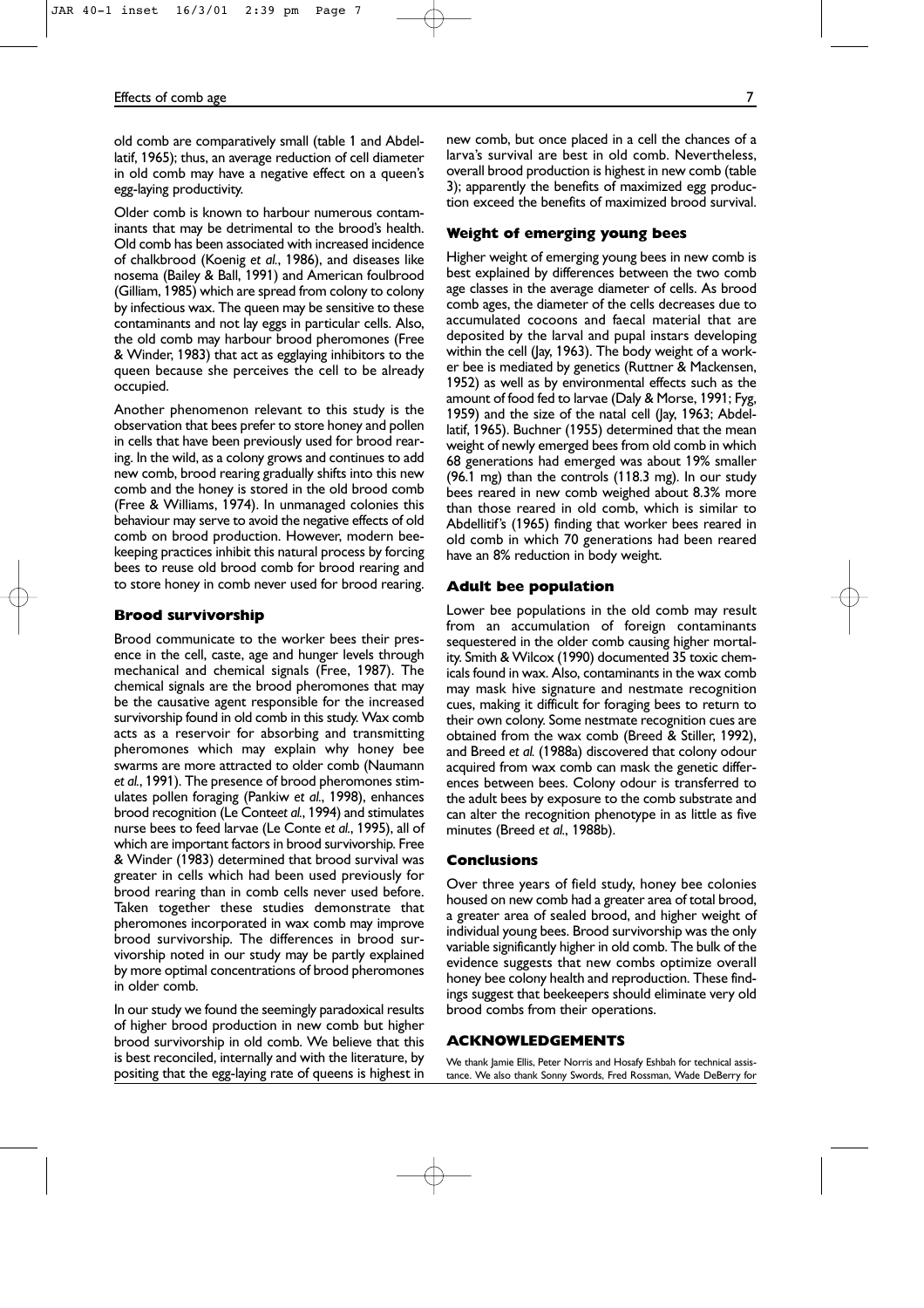old comb are comparatively small (table 1 and Abdellatif, 1965); thus, an average reduction of cell diameter in old comb may have a negative effect on a queen's egg-laying productivity.

Older comb is known to harbour numerous contaminants that may be detrimental to the brood's health. Old comb has been associated with increased incidence of chalkbrood (Koenig *et al.*, 1986), and diseases like nosema (Bailey & Ball, 1991) and American foulbrood (Gilliam, 1985) which are spread from colony to colony by infectious wax. The queen may be sensitive to these contaminants and not lay eggs in particular cells. Also, the old comb may harbour brood pheromones (Free & Winder, 1983) that act as egglaying inhibitors to the queen because she perceives the cell to be already occupied.

Another phenomenon relevant to this study is the observation that bees prefer to store honey and pollen in cells that have been previously used for brood rearing. In the wild, as a colony grows and continues to add new comb, brood rearing gradually shifts into this new comb and the honey is stored in the old brood comb (Free & Williams, 1974). In unmanaged colonies this behaviour may serve to avoid the negative effects of old comb on brood production. However, modern beekeeping practices inhibit this natural process by forcing bees to reuse old brood comb for brood rearing and to store honey in comb never used for brood rearing.

### Brood survivorship

Brood communicate to the worker bees their presence in the cell, caste, age and hunger levels through mechanical and chemical signals (Free, 1987). The chemical signals are the brood pheromones that may be the causative agent responsible for the increased survivorship found in old comb in this study. Wax comb acts as a reservoir for absorbing and transmitting pheromones which may explain why honey bee swarms are more attracted to older comb (Naumann *et al.*, 1991). The presence of brood pheromones stimulates pollen foraging (Pankiw *et al.*, 1998), enhances brood recognition (Le Conte*et al.*, 1994) and stimulates nurse bees to feed larvae (Le Conte *et al.*, 1995), all of which are important factors in brood survivorship. Free & Winder (1983) determined that brood survival was greater in cells which had been used previously for brood rearing than in comb cells never used before. Taken together these studies demonstrate that pheromones incorporated in wax comb may improve brood survivorship. The differences in brood survivorship noted in our study may be partly explained by more optimal concentrations of brood pheromones in older comb.

In our study we found the seemingly paradoxical results of higher brood production in new comb but higher brood survivorship in old comb. We believe that this is best reconciled, internally and with the literature, by positing that the egg-laying rate of queens is highest in new comb, but once placed in a cell the chances of a larva's survival are best in old comb. Nevertheless, overall brood production is highest in new comb (table 3); apparently the benefits of maximized egg production exceed the benefits of maximized brood survival.

### Weight of emerging young bees

Higher weight of emerging young bees in new comb is best explained by differences between the two comb age classes in the average diameter of cells. As brood comb ages, the diameter of the cells decreases due to accumulated cocoons and faecal material that are deposited by the larval and pupal instars developing within the cell (Jay, 1963). The body weight of a worker bee is mediated by genetics (Ruttner & Mackensen, 1952) as well as by environmental effects such as the amount of food fed to larvae (Daly & Morse, 1991; Fyg, 1959) and the size of the natal cell (Jay, 1963; Abdellatif, 1965). Buchner (1955) determined that the mean weight of newly emerged bees from old comb in which 68 generations had emerged was about 19% smaller (96.1 mg) than the controls (118.3 mg). In our study bees reared in new comb weighed about 8.3% more than those reared in old comb, which is similar to Abdellitif's (1965) finding that worker bees reared in old comb in which 70 generations had been reared have an 8% reduction in body weight.

### Adult bee population

Lower bee populations in the old comb may result from an accumulation of foreign contaminants sequestered in the older comb causing higher mortality. Smith & Wilcox (1990) documented 35 toxic chemicals found in wax. Also, contaminants in the wax comb may mask hive signature and nestmate recognition cues, making it difficult for foraging bees to return to their own colony. Some nestmate recognition cues are obtained from the wax comb (Breed & Stiller, 1992), and Breed *et al.* (1988a) discovered that colony odour acquired from wax comb can mask the genetic differences between bees. Colony odour is transferred to the adult bees by exposure to the comb substrate and can alter the recognition phenotype in as little as five minutes (Breed *et al.*, 1988b).

### Conclusions

Over three years of field study, honey bee colonies housed on new comb had a greater area of total brood, a greater area of sealed brood, and higher weight of individual young bees. Brood survivorship was the only variable significantly higher in old comb. The bulk of the evidence suggests that new combs optimize overall honey bee colony health and reproduction. These findings suggest that beekeepers should eliminate very old brood combs from their operations.

## ACKNOWLEDGEMENTS

We thank Jamie Ellis, Peter Norris and Hosafy Eshbah for technical assistance. We also thank Sonny Swords, Fred Rossman, Wade DeBerry for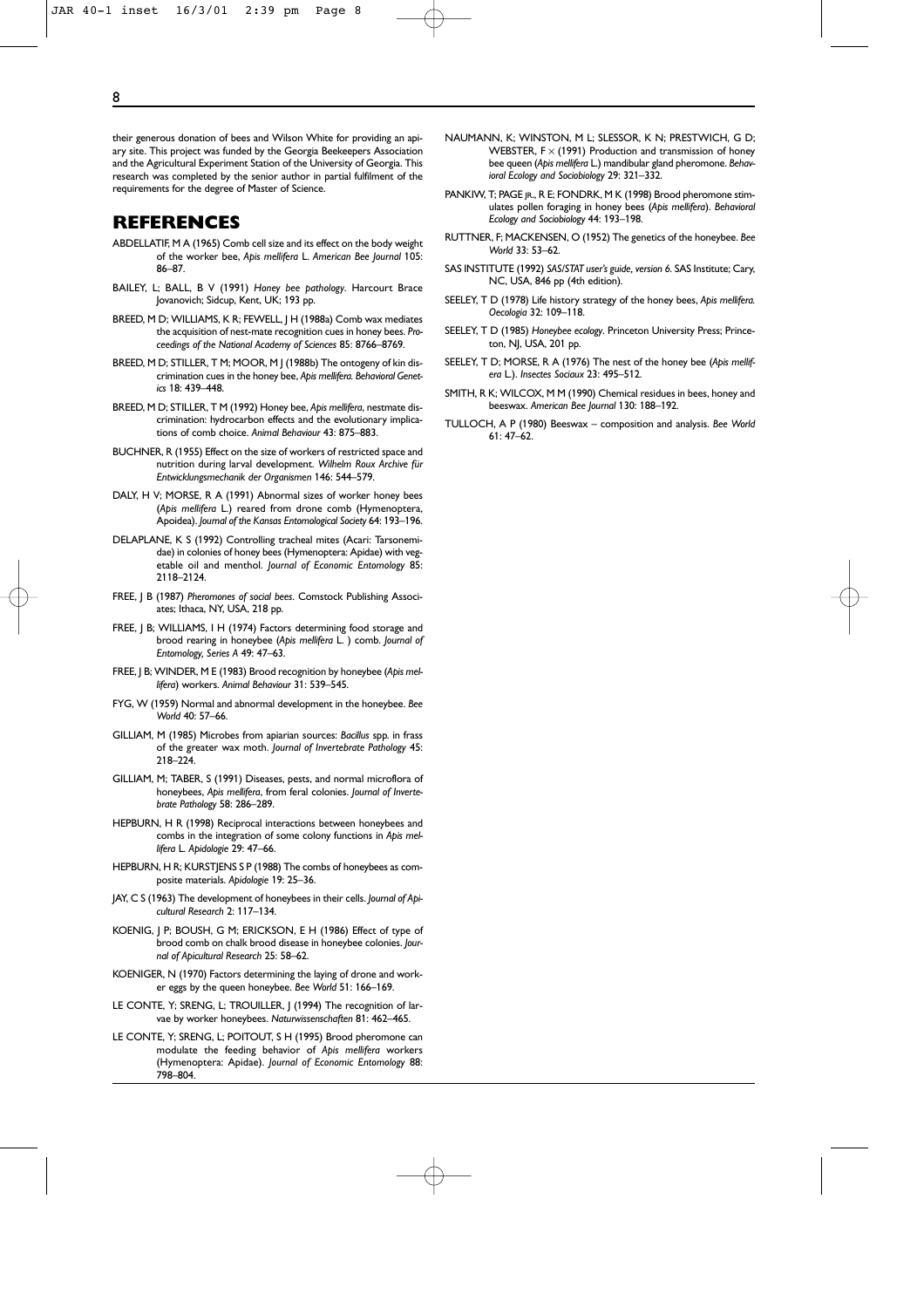their generous donation of bees and Wilson White for providing an apiary site. This project was funded by the Georgia Beekeepers Association and the Agricultural Experiment Station of the University of Georgia. This research was completed by the senior author in partial fulfilment of the requirements for the degree of Master of Science.

## REFERENCES

ABDELLATIF, M A (1965) Comb cell size and its effect on the body weight of the worker bee, *Apis mellifera* L. *American Bee Journal* 105: 86–87.

BAILEY, L; BALL, B V (1991) *Honey bee pathology*. Harcourt Brace Jovanovich; Sidcup, Kent, UK; 193 pp.

BREED, M D; WILLIAMS, K R; FEWELL, J H (1988a) Comb wax mediates the acquisition of nest-mate recognition cues in honey bees. *Proceedings of the National Academy of Sciences* 85: 8766–8769.

BREED, M D; STILLER, T M; MOOR, M J (1988b) The ontogeny of kin discrimination cues in the honey bee, *Apis mellifera. Behavioral Genetics* 18: 439–448.

BREED, M D; STILLER, T M (1992) Honey bee, *Apis mellifera*, nestmate discrimination: hydrocarbon effects and the evolutionary implications of comb choice. *Animal Behaviour* 43: 875–883.

BUCHNER, R (1955) Effect on the size of workers of restricted space and nutrition during larval development. *Wilhelm Roux Archive für Entwicklungsmechanik der Organismen* 146: 544–579.

DALY, H V; MORSE, R A (1991) Abnormal sizes of worker honey bees (*Apis mellifera* L.) reared from drone comb (Hymenoptera, Apoidea). *Journal of the Kansas Entomological Society* 64: 193–196.

DELAPLANE, K S (1992) Controlling tracheal mites (Acari: Tarsonemidae) in colonies of honey bees (Hymenoptera: Apidae) with vegetable oil and menthol. *Journal of Economic Entomology* 85: 2118–2124.

FREE, J B (1987) *Pheromones of social bees*. Comstock Publishing Associates; Ithaca, NY, USA, 218 pp.

FREE, J B; WILLIAMS, I H (1974) Factors determining food storage and brood rearing in honeybee (*Apis mellifera* L. ) comb. *Journal of Entomology, Series A* 49: 47–63.

FREE, J B; WINDER, M E (1983) Brood recognition by honeybee (*Apis mellifera*) workers. *Animal Behaviour* 31: 539–545.

FYG, W (1959) Normal and abnormal development in the honeybee. *Bee World* 40: 57–66.

GILLIAM, M (1985) Microbes from apiarian sources: *Bacillus* spp. in frass of the greater wax moth. *Journal of Invertebrate Pathology* 45: 218–224.

GILLIAM, M; TABER, S (1991) Diseases, pests, and normal microflora of honeybees, *Apis mellifera*, from feral colonies. *Journal of Invertebrate Pathology* 58: 286–289.

HEPBURN, H R (1998) Reciprocal interactions between honeybees and combs in the integration of some colony functions in *Apis mellifera* L. *Apidologie* 29: 47–66.

HEPBURN, H R; KURSTJENS S P (1988) The combs of honeybees as composite materials. *Apidologie* 19: 25–36.

JAY, C S (1963) The development of honeybees in their cells. *Journal of Apicultural Research* 2: 117–134.

KOENIG, J P; BOUSH, G M; ERICKSON, E H (1986) Effect of type of brood comb on chalk brood disease in honeybee colonies. *Journal of Apicultural Research* 25: 58–62.

KOENIGER, N (1970) Factors determining the laying of drone and worker eggs by the queen honeybee. *Bee World* 51: 166–169.

LE CONTE, Y; SRENG, L; TROUILLER, J (1994) The recognition of larvae by worker honeybees. *Naturwissenschaften* 81: 462–465.

LE CONTE, Y; SRENG, L; POITOUT, S H (1995) Brood pheromone can modulate the feeding behavior of *Apis mellifera* workers (Hymenoptera: Apidae). *Journal of Economic Entomology* 88: 798–804.

NAUMANN, K; WINSTON, M L; SLESSOR, K N; PRESTWICH, G D; WEBSTER, F × (1991) Production and transmission of honey bee queen (*Apis mellifera* L.) mandibular gland pheromone. *Behavioral Ecology and Sociobiology* 29: 321–332.

PANKIW, T; PAGE JR., R E; FONDRK, M K (1998) Brood pheromone stimulates pollen foraging in honey bees (*Apis mellifera*). *Behavioral Ecology and Sociobiology* 44: 193–198.

RUTTNER, F; MACKENSEN, O (1952) The genetics of the honeybee. *Bee World* 33: 53–62.

SAS INSTITUTE (1992) *SAS/STAT user's guide, version 6*. SAS Institute; Cary, NC, USA, 846 pp (4th edition).

SEELEY, T D (1978) Life history strategy of the honey bees, *Apis mellifera. Oecologia* 32: 109–118.

SEELEY, T D (1985) *Honeybee ecology*. Princeton University Press; Princeton, NJ, USA, 201 pp.

SEELEY, T D; MORSE, R A (1976) The nest of the honey bee (*Apis mellifera* L.). *Insectes Sociaux* 23: 495–512.

SMITH, R K; WILCOX, M M (1990) Chemical residues in bees, honey and beeswax. *American Bee Journal* 130: 188–192.

TULLOCH, A P (1980) Beeswax – composition and analysis. *Bee World* 61: 47–62.